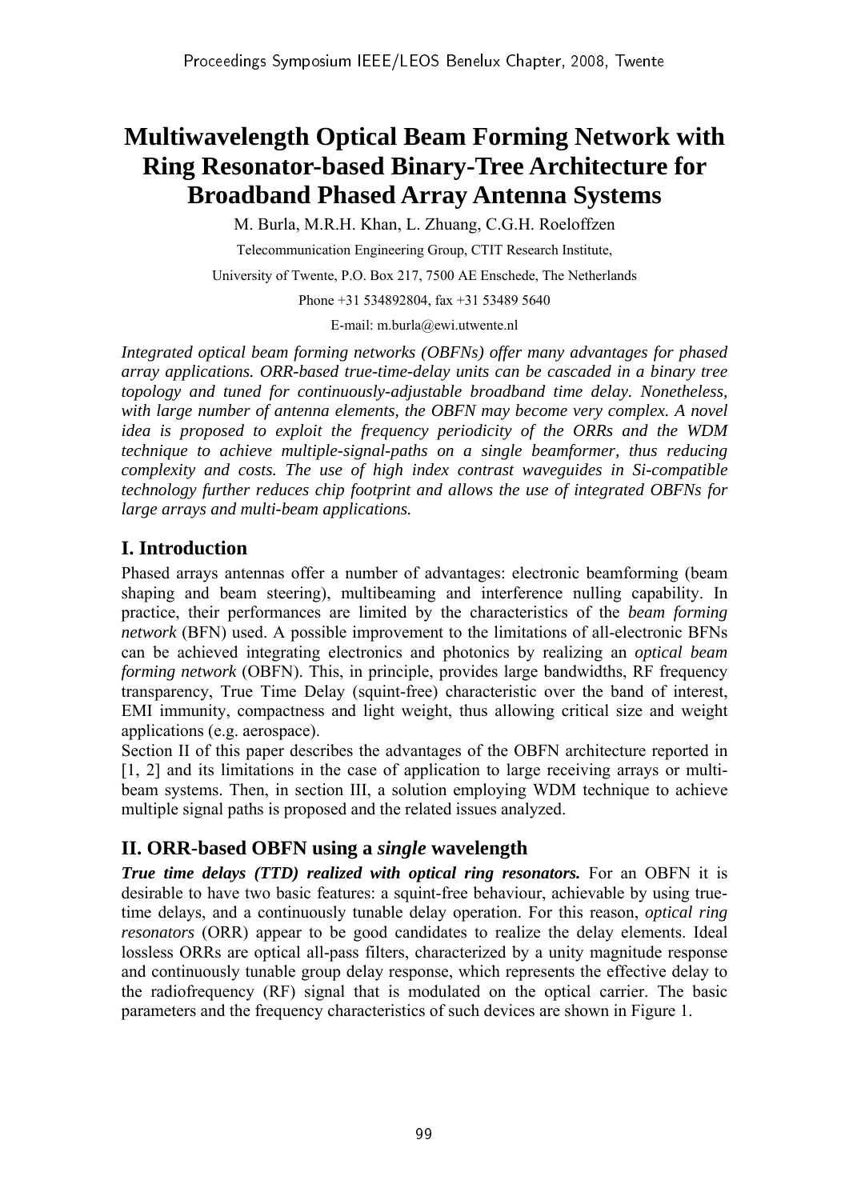# Multiwavelength Optical Beam Forming Network with Ring Resonator-based Binary-Tree Architecture for Broadband Phased Array Antenna Systems

M. Burla, M.R.H. Khan, L. Zhuang, C.G.H. Roeloffzen

Telecommunication Engineering Group, CTIT Research Institute,

University of Twente, P.O. Box 217, 7500 AE Enschede, The Netherlands

Phone +31 534892804, fax +31 53489 5640

E-mail: m.burla@ewi.utwente.nl

*Integrated optical beam forming networks (OBFNs) offer many advantages for phased array applications. ORR-based true-time-delay units can be cascaded in a binary tree topology and tuned for continuously-adjustable broadband time delay. Nonetheless, with large number of antenna elements, the OBFN may become very complex. A novel idea is proposed to exploit the frequency periodicity of the ORRs and the WDM technique to achieve multiple-signal-paths on a single beamformer, thus reducing complexity and costs. The use of high index contrast waveguides in Si-compatible technology further reduces chip footprint and allows the use of integrated OBFNs for large arrays and multi-beam applications.*

## I. Introduction

Phased arrays antennas offer a number of advantages: electronic beamforming (beam shaping and beam steering), multibeaming and interference nulling capability. In practice, their performances are limited by the characteristics of the *beam forming network* (BFN) used. A possible improvement to the limitations of all-electronic BFNs can be achieved integrating electronics and photonics by realizing an *optical beam forming network* (OBFN). This, in principle, provides large bandwidths, RF frequency transparency, True Time Delay (squint-free) characteristic over the band of interest, EMI immunity, compactness and light weight, thus allowing critical size and weight applications (e.g. aerospace).

Section II of this paper describes the advantages of the OBFN architecture reported in [1, 2] and its limitations in the case of application to large receiving arrays or multi-beam systems. Then, in section III, a solution employing WDM technique to achieve multiple signal paths is proposed and the related issues analyzed.

## II. ORR-based OBFN using a *single* wavelength

***True time delays (TTD) realized with optical ring resonators.*** For an OBFN it is desirable to have two basic features: a squint-free behaviour, achievable by using true-time delays, and a continuously tunable delay operation. For this reason, *optical ring resonators* (ORR) appear to be good candidates to realize the delay elements. Ideal lossless ORRs are optical all-pass filters, characterized by a unity magnitude response and continuously tunable group delay response, which represents the effective delay to the radiofrequency (RF) signal that is modulated on the optical carrier. The basic parameters and the frequency characteristics of such devices are shown in Figure 1.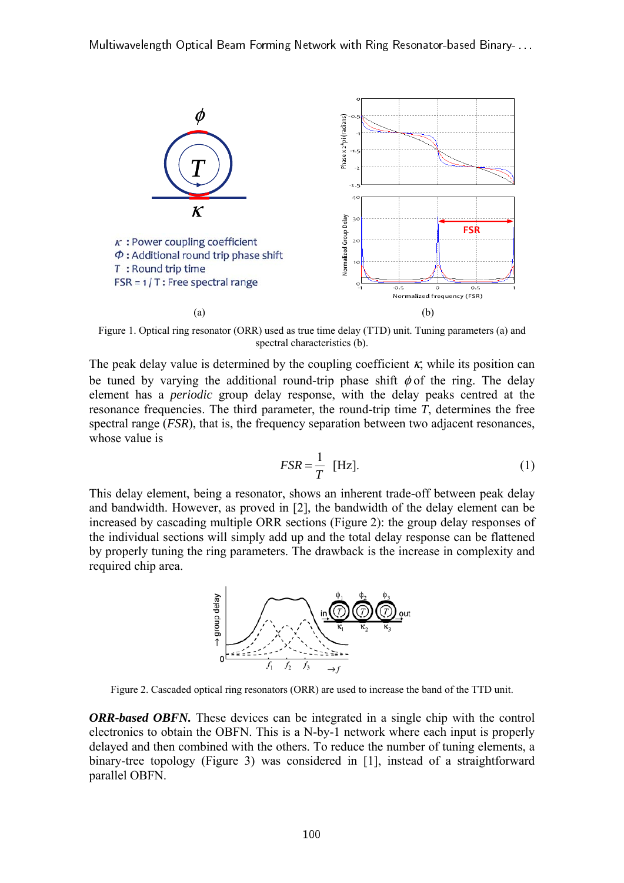Figure 1. Optical ring resonator (ORR) used as true time delay (TTD) unit. Tuning parameters (a) and spectral characteristics (b).

The peak delay value is determined by the coupling coefficient $\kappa$, while its position can be tuned by varying the additional round-trip phase shift $\phi$ of the ring. The delay element has a *periodic* group delay response, with the delay peaks centred at the resonance frequencies. The third parameter, the round-trip time $T$, determines the free spectral range (*FSR*), that is, the frequency separation between two adjacent resonances, whose value is

$$FSR = \frac{1}{T} \text{ [Hz].} \tag{1}$$

This delay element, being a resonator, shows an inherent trade-off between peak delay and bandwidth. However, as proved in [2], the bandwidth of the delay element can be increased by cascading multiple ORR sections (Figure 2): the group delay responses of the individual sections will simply add up and the total delay response can be flattened by properly tuning the ring parameters. The drawback is the increase in complexity and required chip area.

Figure 2. Cascaded optical ring resonators (ORR) are used to increase the band of the TTD unit.

***ORR-based OBFN.*** These devices can be integrated in a single chip with the control electronics to obtain the OBFN. This is a N-by-1 network where each input is properly delayed and then combined with the others. To reduce the number of tuning elements, a binary-tree topology (Figure 3) was considered in [1], instead of a straightforward parallel OBFN.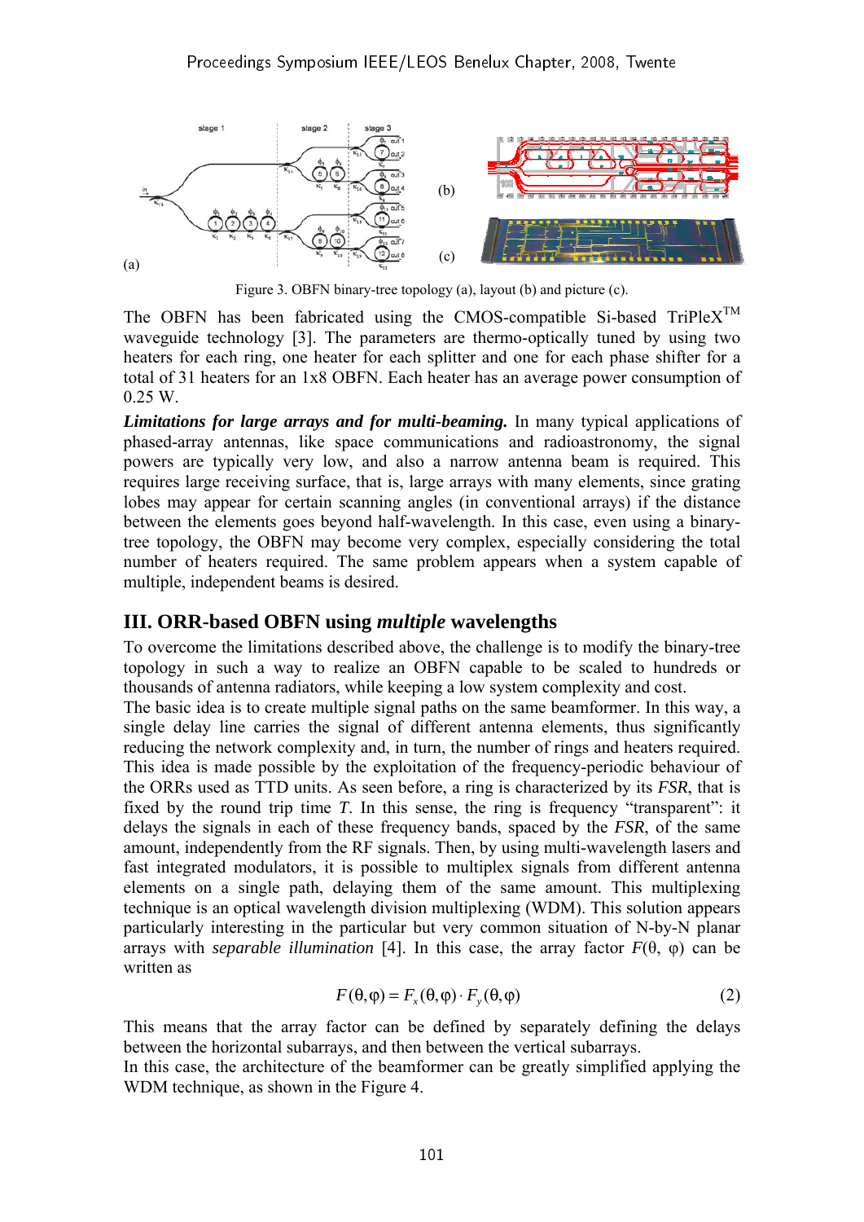Figure 3. OBFN binary-tree topology (a), layout (b) and picture (c).

The OBFN has been fabricated using the CMOS-compatible Si-based TriPleX[TM] waveguide technology [3]. The parameters are thermo-optically tuned by using two heaters for each ring, one heater for each splitter and one for each phase shifter for a total of 31 heaters for an 1x8 OBFN. Each heater has an average power consumption of 0.25 W.

***Limitations for large arrays and for multi-beaming.*** In many typical applications of phased-array antennas, like space communications and radioastronomy, the signal powers are typically very low, and also a narrow antenna beam is required. This requires large receiving surface, that is, large arrays with many elements, since grating lobes may appear for certain scanning angles (in conventional arrays) if the distance between the elements goes beyond half-wavelength. In this case, even using a binary-tree topology, the OBFN may become very complex, especially considering the total number of heaters required. The same problem appears when a system capable of multiple, independent beams is desired.

## III. ORR-based OBFN using *multiple* wavelengths

To overcome the limitations described above, the challenge is to modify the binary-tree topology in such a way to realize an OBFN capable to be scaled to hundreds or thousands of antenna radiators, while keeping a low system complexity and cost.
The basic idea is to create multiple signal paths on the same beamformer. In this way, a single delay line carries the signal of different antenna elements, thus significantly reducing the network complexity and, in turn, the number of rings and heaters required. This idea is made possible by the exploitation of the frequency-periodic behaviour of the ORRs used as TTD units. As seen before, a ring is characterized by its ***FSR***, that is fixed by the round trip time ***T***. In this sense, the ring is frequency "transparent": it delays the signals in each of these frequency bands, spaced by the ***FSR***, of the same amount, independently from the RF signals. Then, by using multi-wavelength lasers and fast integrated modulators, it is possible to multiplex signals from different antenna elements on a single path, delaying them of the same amount. This multiplexing technique is an optical wavelength division multiplexing (WDM). This solution appears particularly interesting in the particular but very common situation of N-by-N planar arrays with *separable illumination* [4]. In this case, the array factor $F(\theta, \varphi)$ can be written as

$$F(\theta,\varphi) = F_x(\theta,\varphi) \cdot F_y(\theta,\varphi) \qquad (2)$$

This means that the array factor can be defined by separately defining the delays between the horizontal subarrays, and then between the vertical subarrays.
In this case, the architecture of the beamformer can be greatly simplified applying the WDM technique, as shown in the Figure 4.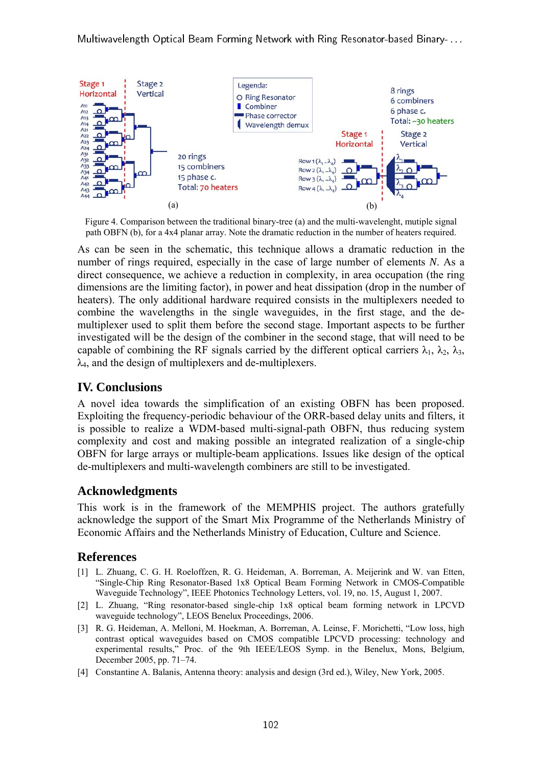Stage 1
Horizontal

Stage 2
Vertical

A11
A12
A13
A14
A21
A22
A23
A24
A31
A32
A33
A34
A41
A42
A43
A44

20 rings
15 combiners
15 phase c.
Total: 70 heaters

Legenda:
Ring Resonator
Combiner
Phase corrector
Wavelength demux

8 rings
6 combiners
6 phase c.
Total: ~30 heaters

Stage 1
Horizontal

Stage 2
Vertical

Row 1 ($\lambda_1$ ..$\lambda_4$)
Row 2 ($\lambda_1$ ..$\lambda_4$)
Row 3 ($\lambda_1$ ..$\lambda_4$)
Row 4 ($\lambda_1$ ..$\lambda_4$)

$\lambda_1$
$\lambda_2$
$\lambda_3$
$\lambda_4$

(a)

(b)

Figure 4. Comparison between the traditional binary-tree (a) and the multi-wavelenght, mutiple signal path OBFN (b), for a 4x4 planar array. Note the dramatic reduction in the number of heaters required.

As can be seen in the schematic, this technique allows a dramatic reduction in the number of rings required, especially in the case of large number of elements *N*. As a direct consequence, we achieve a reduction in complexity, in area occupation (the ring dimensions are the limiting factor), in power and heat dissipation (drop in the number of heaters). The only additional hardware required consists in the multiplexers needed to combine the wavelengths in the single waveguides, in the first stage, and the de-multiplexer used to split them before the second stage. Important aspects to be further investigated will be the design of the combiner in the second stage, that will need to be capable of combining the RF signals carried by the different optical carriers $\lambda_1$, $\lambda_2$, $\lambda_3$, $\lambda_4$, and the design of multiplexers and de-multiplexers.

## IV. Conclusions

A novel idea towards the simplification of an existing OBFN has been proposed. Exploiting the frequency-periodic behaviour of the ORR-based delay units and filters, it is possible to realize a WDM-based multi-signal-path OBFN, thus reducing system complexity and cost and making possible an integrated realization of a single-chip OBFN for large arrays or multiple-beam applications. Issues like design of the optical de-multiplexers and multi-wavelength combiners are still to be investigated.

## Acknowledgments

This work is in the framework of the MEMPHIS project. The authors gratefully acknowledge the support of the Smart Mix Programme of the Netherlands Ministry of Economic Affairs and the Netherlands Ministry of Education, Culture and Science.

## References

[1] L. Zhuang, C. G. H. Roeloffzen, R. G. Heideman, A. Borreman, A. Meijerink and W. van Etten, "Single-Chip Ring Resonator-Based 1x8 Optical Beam Forming Network in CMOS-Compatible Waveguide Technology", IEEE Photonics Technology Letters, vol. 19, no. 15, August 1, 2007.

[2] L. Zhuang, "Ring resonator-based single-chip 1x8 optical beam forming network in LPCVD waveguide technology", LEOS Benelux Proceedings, 2006.

[3] R. G. Heideman, A. Melloni, M. Hoekman, A. Borreman, A. Leinse, F. Morichetti, "Low loss, high contrast optical waveguides based on CMOS compatible LPCVD processing: technology and experimental results," Proc. of the 9th IEEE/LEOS Symp. in the Benelux, Mons, Belgium, December 2005, pp. 71–74.

[4] Constantine A. Balanis, Antenna theory: analysis and design (3rd ed.), Wiley, New York, 2005.